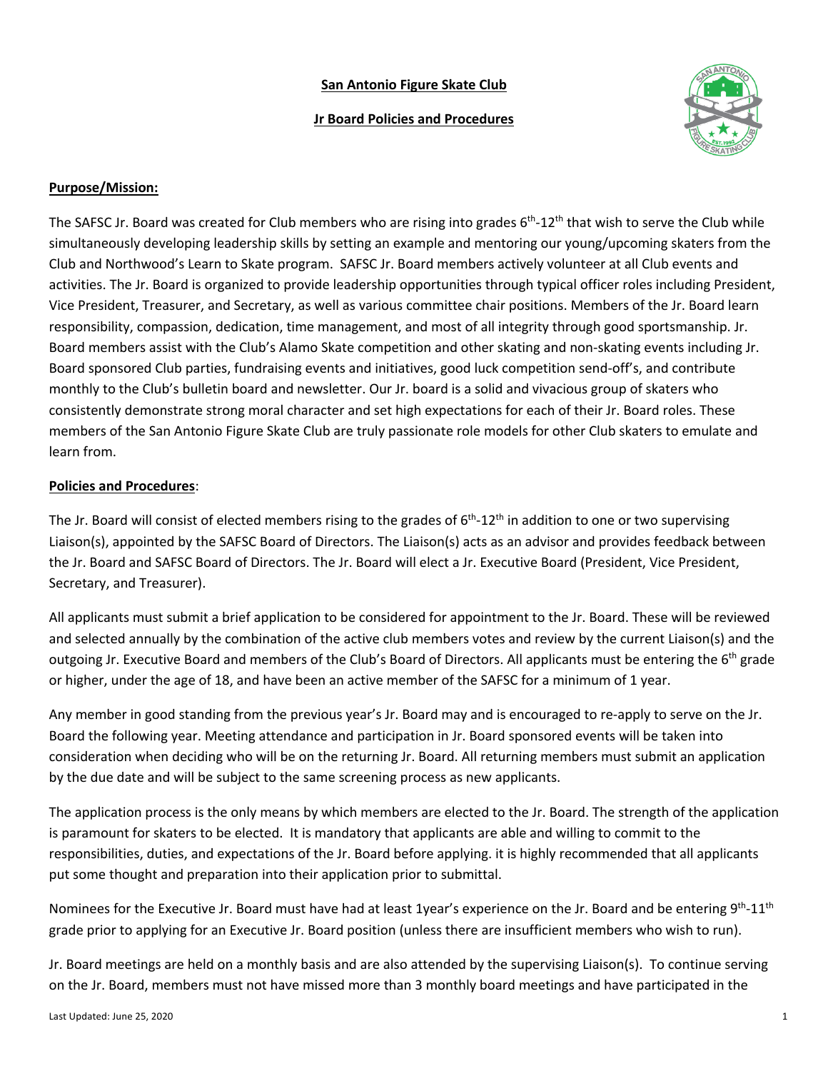**San Antonio Figure Skate Club**

**Jr Board Policies and Procedures**

**Purpose/Mission:**

The SAFSC Jr. Board was created for Club members who are rising into grades 6th-12th that wish to serve the Club while simultaneously developing leadership skills by setting an example and mentoring our young/upcoming skaters from the Club and Northwood's Learn to Skate program. SAFSC Jr. Board members actively volunteer at all Club events and activities. The Jr. Board is organized to provide leadership opportunities through typical officer roles including President, Vice President, Treasurer, and Secretary, as well as various committee chair positions. Members of the Jr. Board learn responsibility, compassion, dedication, time management, and most of all integrity through good sportsmanship. Jr. Board members assist with the Club's Alamo Skate competition and other skating and non-skating events including Jr. Board sponsored Club parties, fundraising events and initiatives, good luck competition send-off's, and contribute monthly to the Club's bulletin board and newsletter. Our Jr. board is a solid and vivacious group of skaters who consistently demonstrate strong moral character and set high expectations for each of their Jr. Board roles. These members of the San Antonio Figure Skate Club are truly passionate role models for other Club skaters to emulate and learn from.

**Policies and Procedures**:

The Jr. Board will consist of elected members rising to the grades of 6th-12th in addition to one or two supervising Liaison(s), appointed by the SAFSC Board of Directors. The Liaison(s) acts as an advisor and provides feedback between the Jr. Board and SAFSC Board of Directors. The Jr. Board will elect a Jr. Executive Board (President, Vice President, Secretary, and Treasurer).

All applicants must submit a brief application to be considered for appointment to the Jr. Board. These will be reviewed and selected annually by the combination of the active club members votes and review by the current Liaison(s) and the outgoing Jr. Executive Board and members of the Club's Board of Directors. All applicants must be entering the 6th grade or higher, under the age of 18, and have been an active member of the SAFSC for a minimum of 1 year.

Any member in good standing from the previous year's Jr. Board may and is encouraged to re-apply to serve on the Jr. Board the following year. Meeting attendance and participation in Jr. Board sponsored events will be taken into consideration when deciding who will be on the returning Jr. Board. All returning members must submit an application by the due date and will be subject to the same screening process as new applicants.

The application process is the only means by which members are elected to the Jr. Board. The strength of the application is paramount for skaters to be elected. It is mandatory that applicants are able and willing to commit to the responsibilities, duties, and expectations of the Jr. Board before applying. it is highly recommended that all applicants put some thought and preparation into their application prior to submittal.

Nominees for the Executive Jr. Board must have had at least 1year's experience on the Jr. Board and be entering 9th-11th grade prior to applying for an Executive Jr. Board position (unless there are insufficient members who wish to run).

Jr. Board meetings are held on a monthly basis and are also attended by the supervising Liaison(s). To continue serving on the Jr. Board, members must not have missed more than 3 monthly board meetings and have participated in the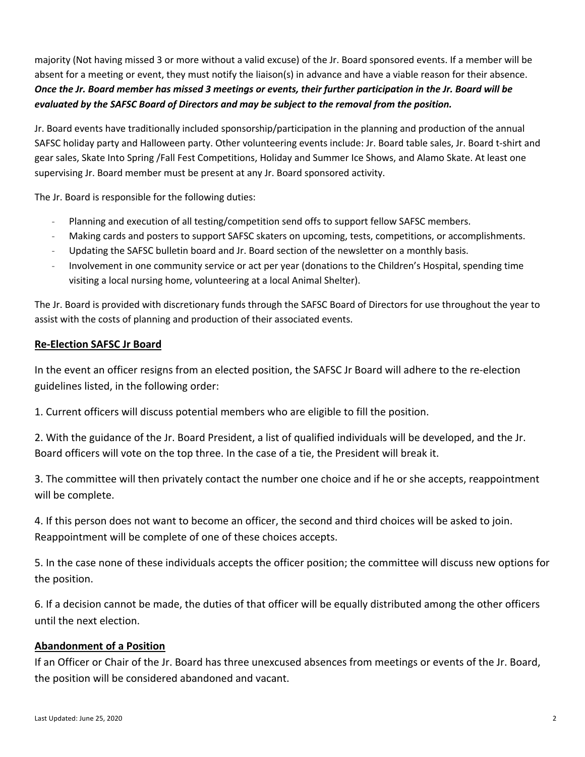majority (Not having missed 3 or more without a valid excuse) of the Jr. Board sponsored events. If a member will be absent for a meeting or event, they must notify the liaison(s) in advance and have a viable reason for their absence. ***Once the Jr. Board member has missed 3 meetings or events, their further participation in the Jr. Board will be evaluated by the SAFSC Board of Directors and may be subject to the removal from the position.***

Jr. Board events have traditionally included sponsorship/participation in the planning and production of the annual SAFSC holiday party and Halloween party. Other volunteering events include: Jr. Board table sales, Jr. Board t-shirt and gear sales, Skate Into Spring /Fall Fest Competitions, Holiday and Summer Ice Shows, and Alamo Skate. At least one supervising Jr. Board member must be present at any Jr. Board sponsored activity.

The Jr. Board is responsible for the following duties:

- Planning and execution of all testing/competition send offs to support fellow SAFSC members.
- Making cards and posters to support SAFSC skaters on upcoming, tests, competitions, or accomplishments.
- Updating the SAFSC bulletin board and Jr. Board section of the newsletter on a monthly basis.
- Involvement in one community service or act per year (donations to the Children's Hospital, spending time visiting a local nursing home, volunteering at a local Animal Shelter).

The Jr. Board is provided with discretionary funds through the SAFSC Board of Directors for use throughout the year to assist with the costs of planning and production of their associated events.

## Re-Election SAFSC Jr Board

In the event an officer resigns from an elected position, the SAFSC Jr Board will adhere to the re-election guidelines listed, in the following order:

1. Current officers will discuss potential members who are eligible to fill the position.

2. With the guidance of the Jr. Board President, a list of qualified individuals will be developed, and the Jr. Board officers will vote on the top three. In the case of a tie, the President will break it.

3. The committee will then privately contact the number one choice and if he or she accepts, reappointment will be complete.

4. If this person does not want to become an officer, the second and third choices will be asked to join. Reappointment will be complete of one of these choices accepts.

5. In the case none of these individuals accepts the officer position; the committee will discuss new options for the position.

6. If a decision cannot be made, the duties of that officer will be equally distributed among the other officers until the next election.

## Abandonment of a Position

If an Officer or Chair of the Jr. Board has three unexcused absences from meetings or events of the Jr. Board, the position will be considered abandoned and vacant.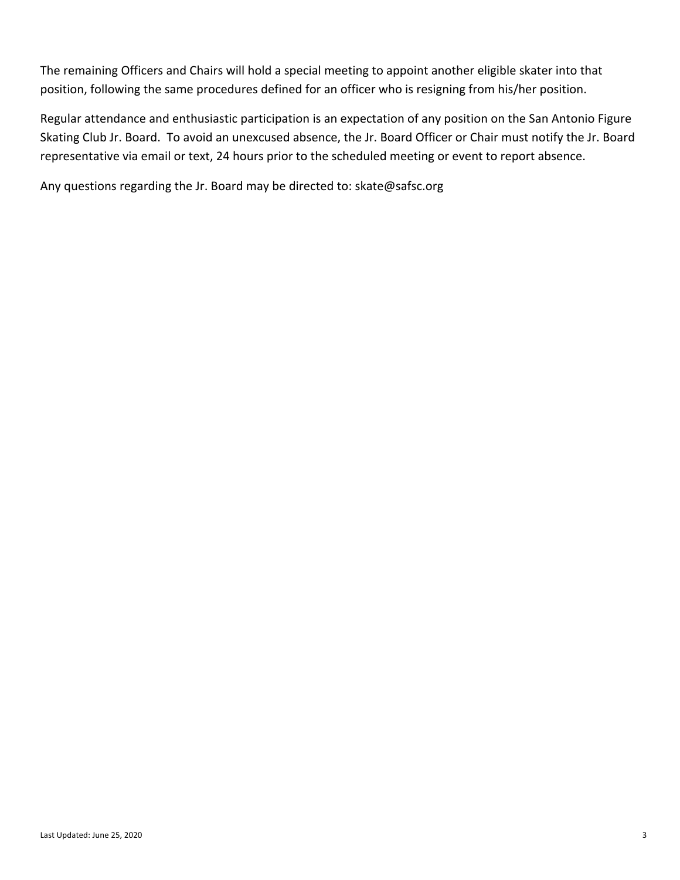The remaining Officers and Chairs will hold a special meeting to appoint another eligible skater into that position, following the same procedures defined for an officer who is resigning from his/her position.

Regular attendance and enthusiastic participation is an expectation of any position on the San Antonio Figure Skating Club Jr. Board. To avoid an unexcused absence, the Jr. Board Officer or Chair must notify the Jr. Board representative via email or text, 24 hours prior to the scheduled meeting or event to report absence.

Any questions regarding the Jr. Board may be directed to: skate@safsc.org